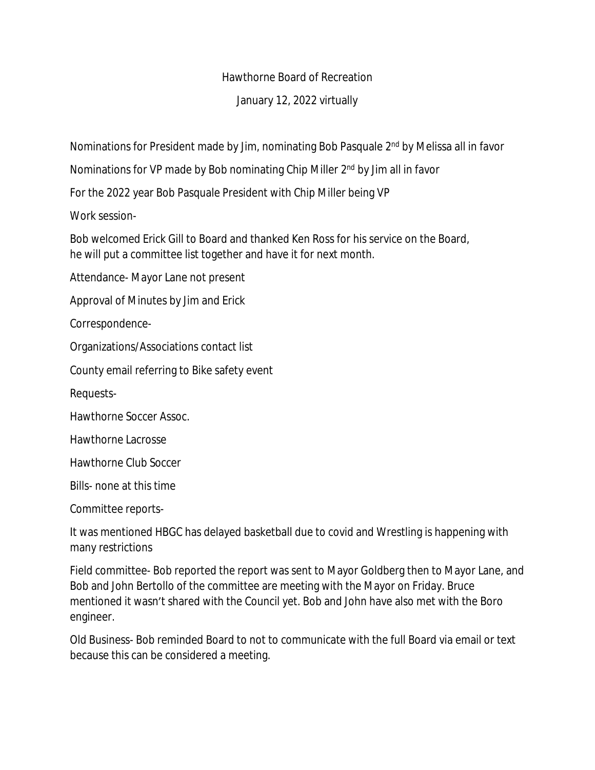Hawthorne Board of Recreation

January 12, 2022 virtually

Nominations for President made by Jim, nominating Bob Pasquale 2nd by Melissa all in favor

Nominations for VP made by Bob nominating Chip Miller 2nd by Jim all in favor

For the 2022 year Bob Pasquale President with Chip Miller being VP

Work session-

Bob welcomed Erick Gill to Board and thanked Ken Ross for his service on the Board, he will put a committee list together and have it for next month.

Attendance- Mayor Lane not present

Approval of Minutes by Jim and Erick

Correspondence-

Organizations/Associations contact list

County email referring to Bike safety event

Requests-

Hawthorne Soccer Assoc.

Hawthorne Lacrosse

Hawthorne Club Soccer

Bills- none at this time

Committee reports-

It was mentioned HBGC has delayed basketball due to covid and Wrestling is happening with many restrictions

Field committee- Bob reported the report was sent to Mayor Goldberg then to Mayor Lane, and Bob and John Bertollo of the committee are meeting with the Mayor on Friday. Bruce mentioned it wasn't shared with the Council yet. Bob and John have also met with the Boro engineer.

Old Business- Bob reminded Board to not to communicate with the full Board via email or text because this can be considered a meeting.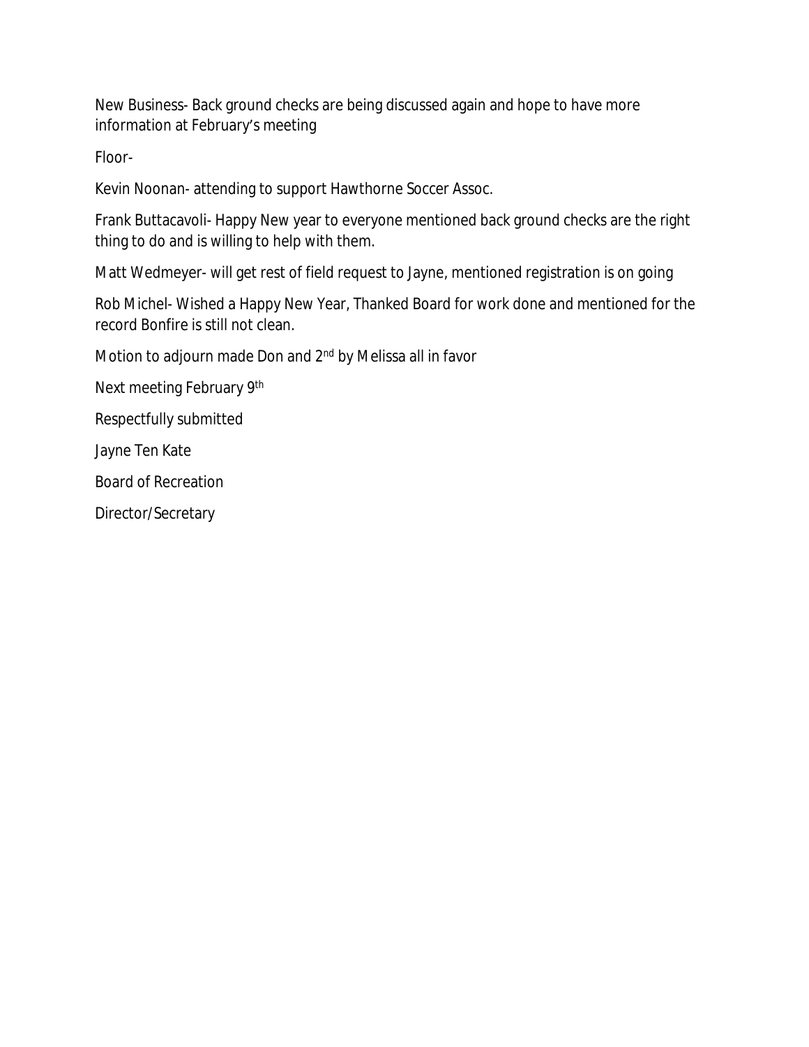New Business- Back ground checks are being discussed again and hope to have more information at February's meeting

Floor-

Kevin Noonan- attending to support Hawthorne Soccer Assoc.

Frank Buttacavoli- Happy New year to everyone mentioned back ground checks are the right thing to do and is willing to help with them.

Matt Wedmeyer- will get rest of field request to Jayne, mentioned registration is on going

Rob Michel- Wished a Happy New Year, Thanked Board for work done and mentioned for the record Bonfire is still not clean.

Motion to adjourn made Don and 2nd by Melissa all in favor

Next meeting February 9th

Respectfully submitted

Jayne Ten Kate

Board of Recreation

Director/Secretary